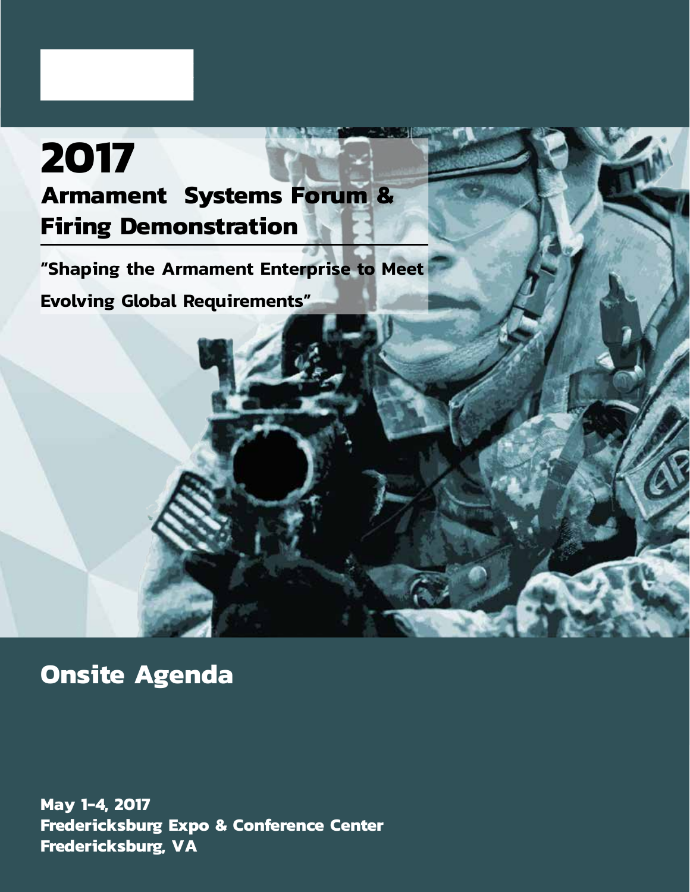# 2017

## Armament Systems Forum & Firing Demonstration

**"Shaping the Armament Enterprise to Meet Evolving Global Requirements"**

## Onsite Agenda

**May 1-4, 2017**
**Fredericksburg Expo & Conference Center**
**Fredericksburg, VA**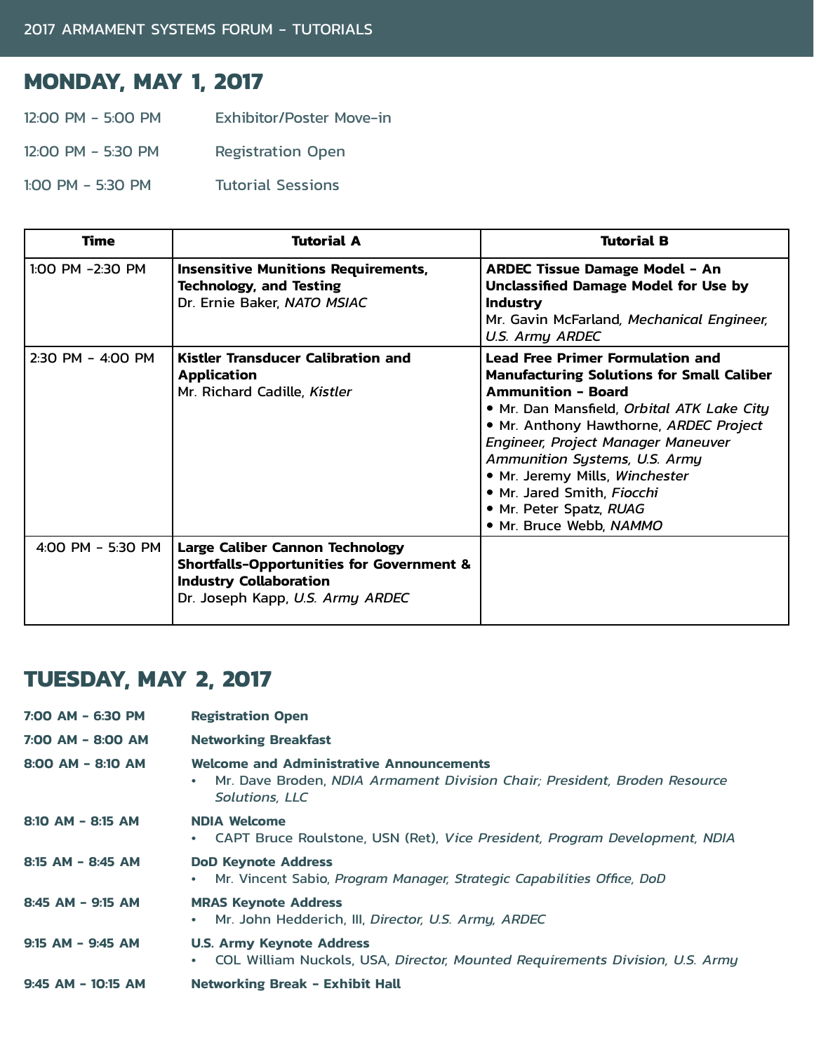## MONDAY, MAY 1, 2017

12:00 PM – 5:00 PM Exhibitor/Poster Move-in

12:00 PM – 5:30 PM Registration Open

1:00 PM – 5:30 PM Tutorial Sessions

| Time | Tutorial A | Tutorial B |
|---|---|---|
| 1:00 PM -2:30 PM | **Insensitive Munitions Requirements, Technology, and Testing**<br>Dr. Ernie Baker, *NATO MSIAC* | **ARDEC Tissue Damage Model – An Unclassified Damage Model for Use by Industry**<br>Mr. Gavin McFarland, *Mechanical Engineer, U.S. Army ARDEC* |
| 2:30 PM – 4:00 PM | **Kistler Transducer Calibration and Application**<br>Mr. Richard Cadille, *Kistler* | **Lead Free Primer Formulation and Manufacturing Solutions for Small Caliber Ammunition – Board**<br>• Mr. Dan Mansfield, *Orbital ATK Lake City*<br>• Mr. Anthony Hawthorne, *ARDEC Project Engineer, Project Manager Maneuver Ammunition Systems, U.S. Army*<br>• Mr. Jeremy Mills, *Winchester*<br>• Mr. Jared Smith, *Fiocchi*<br>• Mr. Peter Spatz, *RUAG*<br>• Mr. Bruce Webb, *NAMMO* |
| 4:00 PM – 5:30 PM | **Large Caliber Cannon Technology Shortfalls-Opportunities for Government & Industry Collaboration**<br>Dr. Joseph Kapp, *U.S. Army ARDEC* | |

## TUESDAY, MAY 2, 2017

**7:00 AM – 6:30 PM** **Registration Open**

**7:00 AM – 8:00 AM** **Networking Breakfast**

**8:00 AM – 8:10 AM** **Welcome and Administrative Announcements**
- Mr. Dave Broden, *NDIA Armament Division Chair; President, Broden Resource Solutions, LLC*

**8:10 AM – 8:15 AM** **NDIA Welcome**
- CAPT Bruce Roulstone, USN (Ret), *Vice President, Program Development, NDIA*

**8:15 AM – 8:45 AM** **DoD Keynote Address**
- Mr. Vincent Sabio, *Program Manager, Strategic Capabilities Office, DoD*

**8:45 AM – 9:15 AM** **MRAS Keynote Address**
- Mr. John Hedderich, III, *Director, U.S. Army, ARDEC*

**9:15 AM – 9:45 AM** **U.S. Army Keynote Address**
- COL William Nuckols, USA, *Director, Mounted Requirements Division, U.S. Army*

**9:45 AM – 10:15 AM** **Networking Break – Exhibit Hall**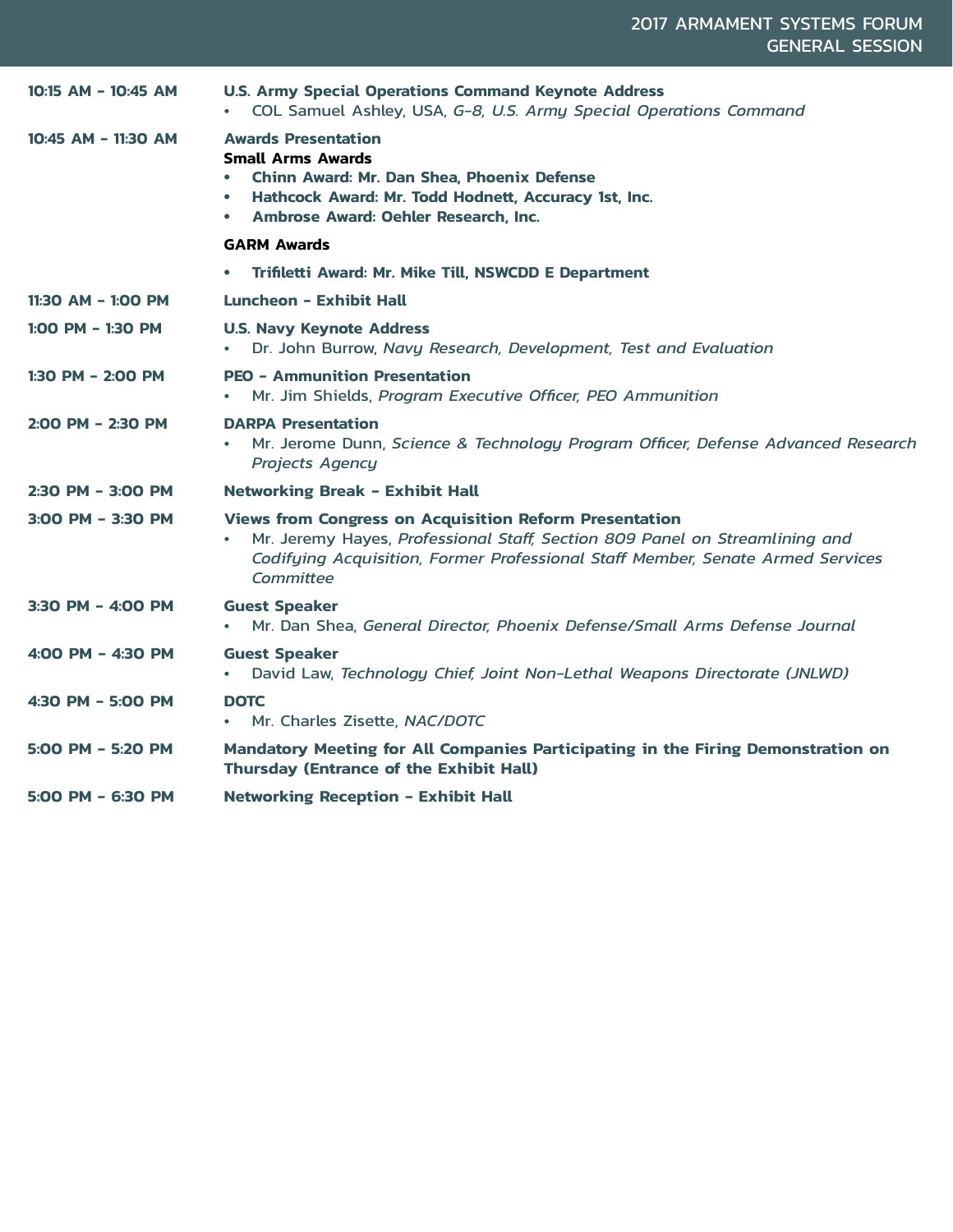# 2017 ARMAMENT SYSTEMS FORUM GENERAL SESSION

**10:15 AM - 10:45 AM** — **U.S. Army Special Operations Command Keynote Address**

- COL Samuel Ashley, USA, *G-8, U.S. Army Special Operations Command*

**10:45 AM - 11:30 AM** — **Awards Presentation**

**Small Arms Awards**

- **Chinn Award: Mr. Dan Shea, Phoenix Defense**
- **Hathcock Award: Mr. Todd Hodnett, Accuracy 1st, Inc.**
- **Ambrose Award: Oehler Research, Inc.**

**GARM Awards**

- **Trifiletti Award: Mr. Mike Till, NSWCDD E Department**

**11:30 AM - 1:00 PM** — **Luncheon - Exhibit Hall**

**1:00 PM - 1:30 PM** — **U.S. Navy Keynote Address**

- Dr. John Burrow, *Navy Research, Development, Test and Evaluation*

**1:30 PM - 2:00 PM** — **PEO - Ammunition Presentation**

- Mr. Jim Shields, *Program Executive Officer, PEO Ammunition*

**2:00 PM - 2:30 PM** — **DARPA Presentation**

- Mr. Jerome Dunn, *Science & Technology Program Officer, Defense Advanced Research Projects Agency*

**2:30 PM - 3:00 PM** — **Networking Break - Exhibit Hall**

**3:00 PM - 3:30 PM** — **Views from Congress on Acquisition Reform Presentation**

- Mr. Jeremy Hayes, *Professional Staff, Section 809 Panel on Streamlining and Codifying Acquisition, Former Professional Staff Member, Senate Armed Services Committee*

**3:30 PM - 4:00 PM** — **Guest Speaker**

- Mr. Dan Shea, *General Director, Phoenix Defense/Small Arms Defense Journal*

**4:00 PM - 4:30 PM** — **Guest Speaker**

- David Law, *Technology Chief, Joint Non-Lethal Weapons Directorate (JNLWD)*

**4:30 PM - 5:00 PM** — **DOTC**

- Mr. Charles Zisette, *NAC/DOTC*

**5:00 PM - 5:20 PM** — **Mandatory Meeting for All Companies Participating in the Firing Demonstration on Thursday (Entrance of the Exhibit Hall)**

**5:00 PM - 6:30 PM** — **Networking Reception - Exhibit Hall**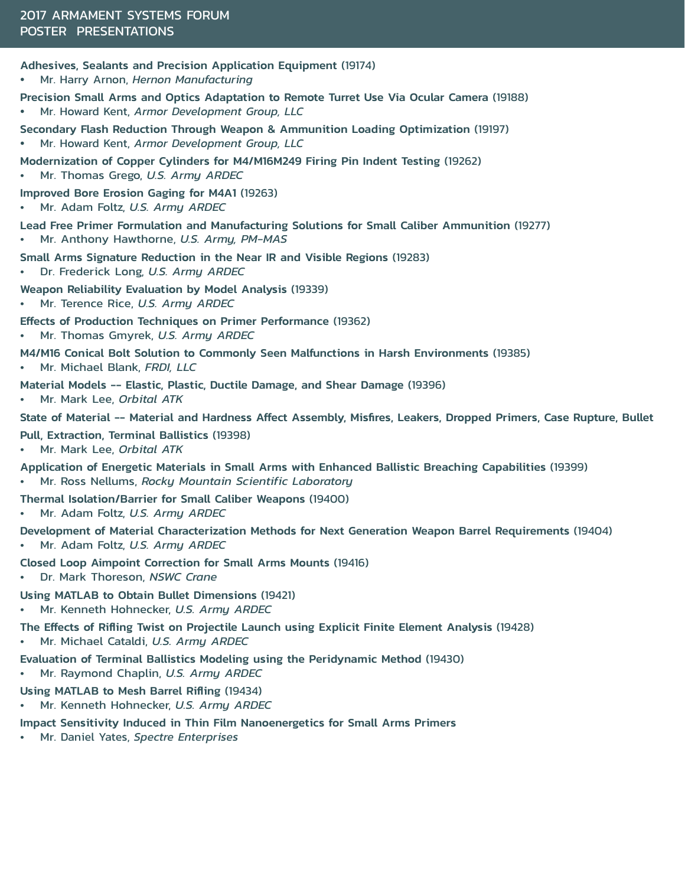# 2017 ARMAMENT SYSTEMS FORUM
## POSTER PRESENTATIONS

**Adhesives, Sealants and Precision Application Equipment** (19174)
- Mr. Harry Arnon, *Hernon Manufacturing*

**Precision Small Arms and Optics Adaptation to Remote Turret Use Via Ocular Camera** (19188)
- Mr. Howard Kent, *Armor Development Group, LLC*

**Secondary Flash Reduction Through Weapon & Ammunition Loading Optimization** (19197)
- Mr. Howard Kent, *Armor Development Group, LLC*

**Modernization of Copper Cylinders for M4/M16M249 Firing Pin Indent Testing** (19262)
- Mr. Thomas Grego, *U.S. Army ARDEC*

**Improved Bore Erosion Gaging for M4A1** (19263)
- Mr. Adam Foltz, *U.S. Army ARDEC*

**Lead Free Primer Formulation and Manufacturing Solutions for Small Caliber Ammunition** (19277)
- Mr. Anthony Hawthorne, *U.S. Army, PM-MAS*

**Small Arms Signature Reduction in the Near IR and Visible Regions** (19283)
- Dr. Frederick Long, *U.S. Army ARDEC*

**Weapon Reliability Evaluation by Model Analysis** (19339)
- Mr. Terence Rice, *U.S. Army ARDEC*

**Effects of Production Techniques on Primer Performance** (19362)
- Mr. Thomas Gmyrek, *U.S. Army ARDEC*

**M4/M16 Conical Bolt Solution to Commonly Seen Malfunctions in Harsh Environments** (19385)
- Mr. Michael Blank, *FRDI, LLC*

**Material Models -- Elastic, Plastic, Ductile Damage, and Shear Damage** (19396)
- Mr. Mark Lee, *Orbital ATK*

**State of Material -- Material and Hardness Affect Assembly, Misfires, Leakers, Dropped Primers, Case Rupture, Bullet Pull, Extraction, Terminal Ballistics** (19398)
- Mr. Mark Lee, *Orbital ATK*

**Application of Energetic Materials in Small Arms with Enhanced Ballistic Breaching Capabilities** (19399)
- Mr. Ross Nellums, *Rocky Mountain Scientific Laboratory*

**Thermal Isolation/Barrier for Small Caliber Weapons** (19400)
- Mr. Adam Foltz, *U.S. Army ARDEC*

**Development of Material Characterization Methods for Next Generation Weapon Barrel Requirements** (19404)
- Mr. Adam Foltz, *U.S. Army ARDEC*

**Closed Loop Aimpoint Correction for Small Arms Mounts** (19416)
- Dr. Mark Thoreson, *NSWC Crane*

**Using MATLAB to Obtain Bullet Dimensions** (19421)
- Mr. Kenneth Hohnecker, *U.S. Army ARDEC*

**The Effects of Rifling Twist on Projectile Launch using Explicit Finite Element Analysis** (19428)
- Mr. Michael Cataldi, *U.S. Army ARDEC*

**Evaluation of Terminal Ballistics Modeling using the Peridynamic Method** (19430)
- Mr. Raymond Chaplin, *U.S. Army ARDEC*

**Using MATLAB to Mesh Barrel Rifling** (19434)
- Mr. Kenneth Hohnecker, *U.S. Army ARDEC*

**Impact Sensitivity Induced in Thin Film Nanoenergetics for Small Arms Primers**
- Mr. Daniel Yates, *Spectre Enterprises*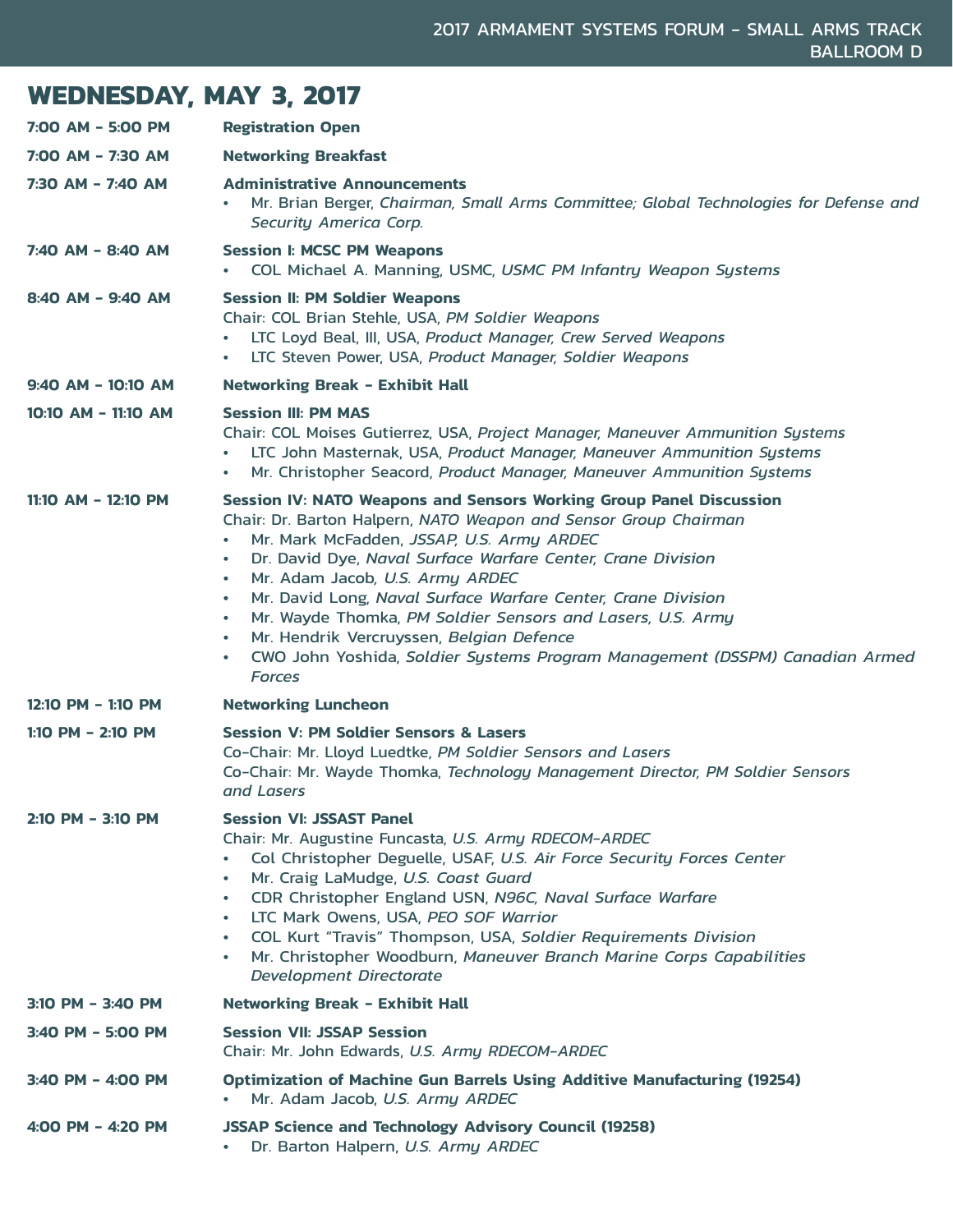## WEDNESDAY, MAY 3, 2017

**7:00 AM – 5:00 PM** — **Registration Open**

**7:00 AM – 7:30 AM** — **Networking Breakfast**

**7:30 AM – 7:40 AM** — **Administrative Announcements**
- Mr. Brian Berger, *Chairman, Small Arms Committee; Global Technologies for Defense and Security America Corp.*

**7:40 AM – 8:40 AM** — **Session I: MCSC PM Weapons**
- COL Michael A. Manning, USMC, *USMC PM Infantry Weapon Systems*

**8:40 AM – 9:40 AM** — **Session II: PM Soldier Weapons**
Chair: COL Brian Stehle, USA, *PM Soldier Weapons*
- LTC Loyd Beal, III, USA, *Product Manager, Crew Served Weapons*
- LTC Steven Power, USA, *Product Manager, Soldier Weapons*

**9:40 AM – 10:10 AM** — **Networking Break – Exhibit Hall**

**10:10 AM – 11:10 AM** — **Session III: PM MAS**
Chair: COL Moises Gutierrez, USA, *Project Manager, Maneuver Ammunition Systems*
- LTC John Masternak, USA, *Product Manager, Maneuver Ammunition Systems*
- Mr. Christopher Seacord, *Product Manager, Maneuver Ammunition Systems*

**11:10 AM – 12:10 PM** — **Session IV: NATO Weapons and Sensors Working Group Panel Discussion**
Chair: Dr. Barton Halpern, *NATO Weapon and Sensor Group Chairman*
- Mr. Mark McFadden, *JSSAP, U.S. Army ARDEC*
- Dr. David Dye, *Naval Surface Warfare Center, Crane Division*
- Mr. Adam Jacob, *U.S. Army ARDEC*
- Mr. David Long, *Naval Surface Warfare Center, Crane Division*
- Mr. Wayde Thomka, *PM Soldier Sensors and Lasers, U.S. Army*
- Mr. Hendrik Vercruyssen, *Belgian Defence*
- CWO John Yoshida, *Soldier Systems Program Management (DSSPM) Canadian Armed Forces*

**12:10 PM – 1:10 PM** — **Networking Luncheon**

**1:10 PM – 2:10 PM** — **Session V: PM Soldier Sensors & Lasers**
Co-Chair: Mr. Lloyd Luedtke, *PM Soldier Sensors and Lasers*
Co-Chair: Mr. Wayde Thomka, *Technology Management Director, PM Soldier Sensors and Lasers*

**2:10 PM – 3:10 PM** — **Session VI: JSSAST Panel**
Chair: Mr. Augustine Funcasta, *U.S. Army RDECOM-ARDEC*
- Col Christopher Deguelle, USAF, *U.S. Air Force Security Forces Center*
- Mr. Craig LaMudge, *U.S. Coast Guard*
- CDR Christopher England USN, *N96C, Naval Surface Warfare*
- LTC Mark Owens, USA, *PEO SOF Warrior*
- COL Kurt "Travis" Thompson, USA, *Soldier Requirements Division*
- Mr. Christopher Woodburn, *Maneuver Branch Marine Corps Capabilities Development Directorate*

**3:10 PM – 3:40 PM** — **Networking Break – Exhibit Hall**

**3:40 PM – 5:00 PM** — **Session VII: JSSAP Session**
Chair: Mr. John Edwards, *U.S. Army RDECOM-ARDEC*

**3:40 PM – 4:00 PM** — **Optimization of Machine Gun Barrels Using Additive Manufacturing (19254)**
- Mr. Adam Jacob, *U.S. Army ARDEC*

**4:00 PM – 4:20 PM** — **JSSAP Science and Technology Advisory Council (19258)**
- Dr. Barton Halpern, *U.S. Army ARDEC*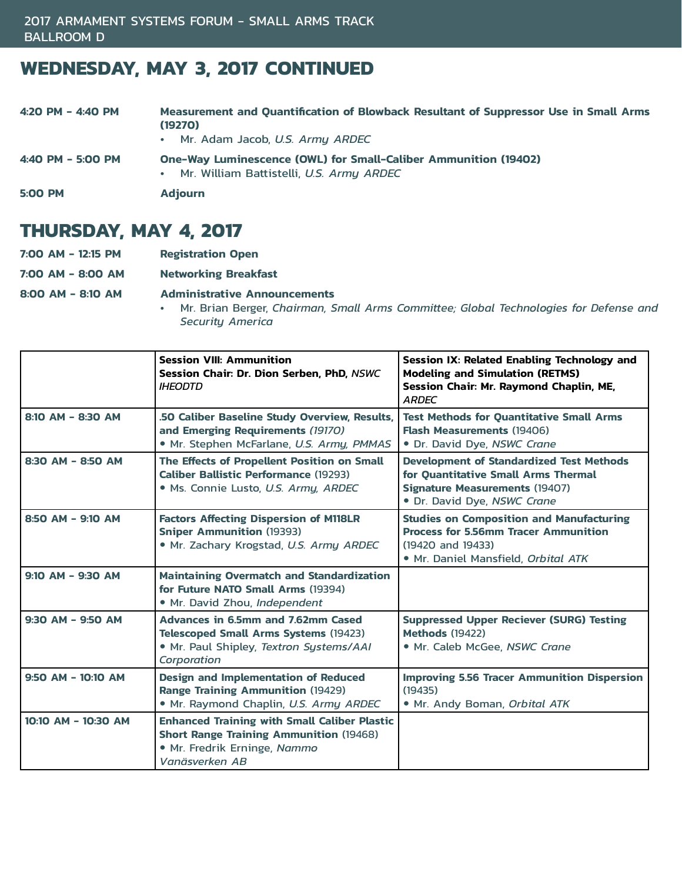## WEDNESDAY, MAY 3, 2017 CONTINUED

**4:20 PM - 4:40 PM** — **Measurement and Quantification of Blowback Resultant of Suppressor Use in Small Arms (19270)**
- Mr. Adam Jacob, *U.S. Army ARDEC*

**4:40 PM - 5:00 PM** — **One-Way Luminescence (OWL) for Small-Caliber Ammunition (19402)**
- Mr. William Battistelli, *U.S. Army ARDEC*

**5:00 PM** — **Adjourn**

## THURSDAY, MAY 4, 2017

**7:00 AM - 12:15 PM** — **Registration Open**

**7:00 AM - 8:00 AM** — **Networking Breakfast**

**8:00 AM - 8:10 AM** — **Administrative Announcements**
- Mr. Brian Berger, *Chairman, Small Arms Committee; Global Technologies for Defense and Security America*

| | **Session VIII: Ammunition**<br>**Session Chair: Dr. Dion Serben, PhD,** *NSWC IHEODTD* | **Session IX: Related Enabling Technology and Modeling and Simulation (RETMS)**<br>**Session Chair: Mr. Raymond Chaplin, ME,** *ARDEC* |
|---|---|---|
| **8:10 AM - 8:30 AM** | **.50 Caliber Baseline Study Overview, Results, and Emerging Requirements** *(19170)*<br>• Mr. Stephen McFarlane, *U.S. Army, PMMAS* | **Test Methods for Quantitative Small Arms Flash Measurements** (19406)<br>• Dr. David Dye, *NSWC Crane* |
| **8:30 AM - 8:50 AM** | **The Effects of Propellent Position on Small Caliber Ballistic Performance** (19293)<br>• Ms. Connie Lusto, *U.S. Army, ARDEC* | **Development of Standardized Test Methods for Quantitative Small Arms Thermal Signature Measurements** (19407)<br>• Dr. David Dye, *NSWC Crane* |
| **8:50 AM - 9:10 AM** | **Factors Affecting Dispersion of M118LR Sniper Ammunition** (19393)<br>• Mr. Zachary Krogstad, *U.S. Army ARDEC* | **Studies on Composition and Manufacturing Process for 5.56mm Tracer Ammunition** (19420 and 19433)<br>• Mr. Daniel Mansfield, *Orbital ATK* |
| **9:10 AM - 9:30 AM** | **Maintaining Overmatch and Standardization for Future NATO Small Arms** (19394)<br>• Mr. David Zhou, *Independent* | |
| **9:30 AM - 9:50 AM** | **Advances in 6.5mm and 7.62mm Cased Telescoped Small Arms Systems** (19423)<br>• Mr. Paul Shipley, *Textron Systems/AAI Corporation* | **Suppressed Upper Reciever (SURG) Testing Methods** (19422)<br>• Mr. Caleb McGee, *NSWC Crane* |
| **9:50 AM - 10:10 AM** | **Design and Implementation of Reduced Range Training Ammunition** (19429)<br>• Mr. Raymond Chaplin, *U.S. Army ARDEC* | **Improving 5.56 Tracer Ammunition Dispersion** (19435)<br>• Mr. Andy Boman, *Orbital ATK* |
| **10:10 AM - 10:30 AM** | **Enhanced Training with Small Caliber Plastic Short Range Training Ammunition** (19468)<br>• Mr. Fredrik Erninge, *Nammo Vanäsverken AB* | |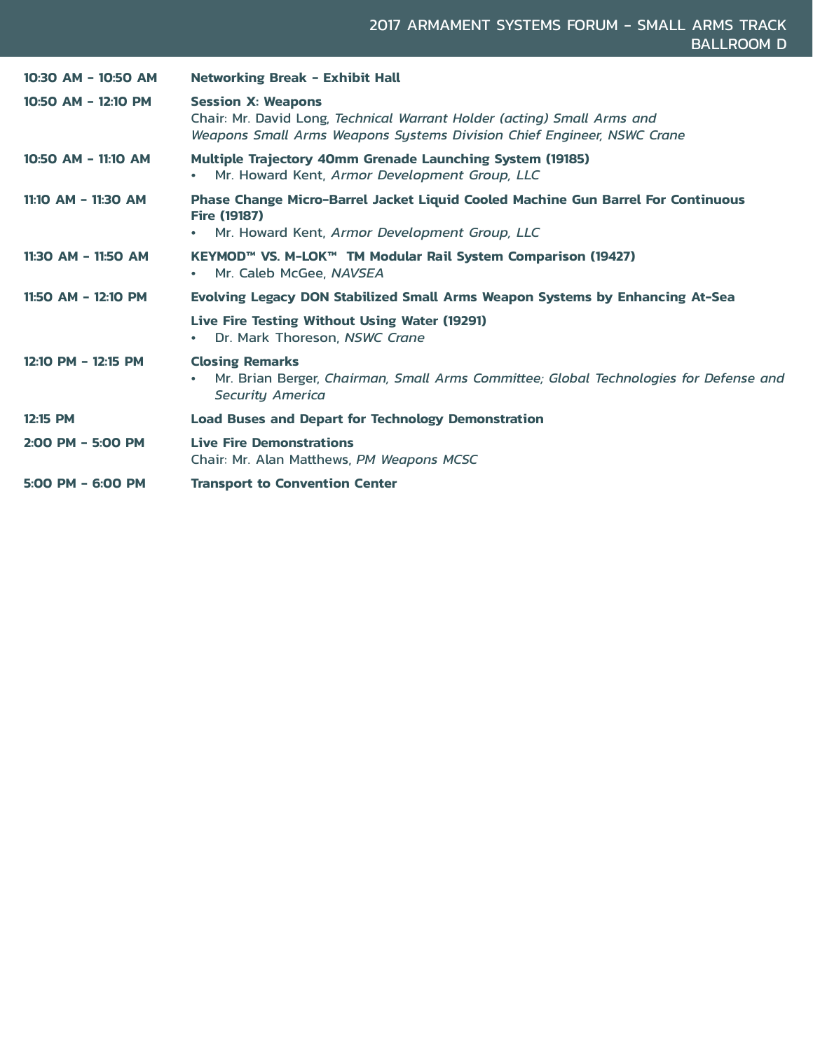| | |
|---|---|
| **10:30 AM – 10:50 AM** | **Networking Break - Exhibit Hall** |
| **10:50 AM – 12:10 PM** | **Session X: Weapons**<br>Chair: Mr. David Long, *Technical Warrant Holder (acting) Small Arms and Weapons Small Arms Weapons Systems Division Chief Engineer, NSWC Crane* |
| **10:50 AM – 11:10 AM** | **Multiple Trajectory 40mm Grenade Launching System (19185)**<br>• Mr. Howard Kent, *Armor Development Group, LLC* |
| **11:10 AM – 11:30 AM** | **Phase Change Micro-Barrel Jacket Liquid Cooled Machine Gun Barrel For Continuous Fire (19187)**<br>• Mr. Howard Kent, *Armor Development Group, LLC* |
| **11:30 AM – 11:50 AM** | **KEYMOD™ VS. M-LOK™ TM Modular Rail System Comparison (19427)**<br>• Mr. Caleb McGee, *NAVSEA* |
| **11:50 AM – 12:10 PM** | **Evolving Legacy DON Stabilized Small Arms Weapon Systems by Enhancing At-Sea**<br><br>**Live Fire Testing Without Using Water (19291)**<br>• Dr. Mark Thoreson, *NSWC Crane* |
| **12:10 PM – 12:15 PM** | **Closing Remarks**<br>• Mr. Brian Berger, *Chairman, Small Arms Committee; Global Technologies for Defense and Security America* |
| **12:15 PM** | **Load Buses and Depart for Technology Demonstration** |
| **2:00 PM – 5:00 PM** | **Live Fire Demonstrations**<br>Chair: Mr. Alan Matthews, *PM Weapons MCSC* |
| **5:00 PM – 6:00 PM** | **Transport to Convention Center** |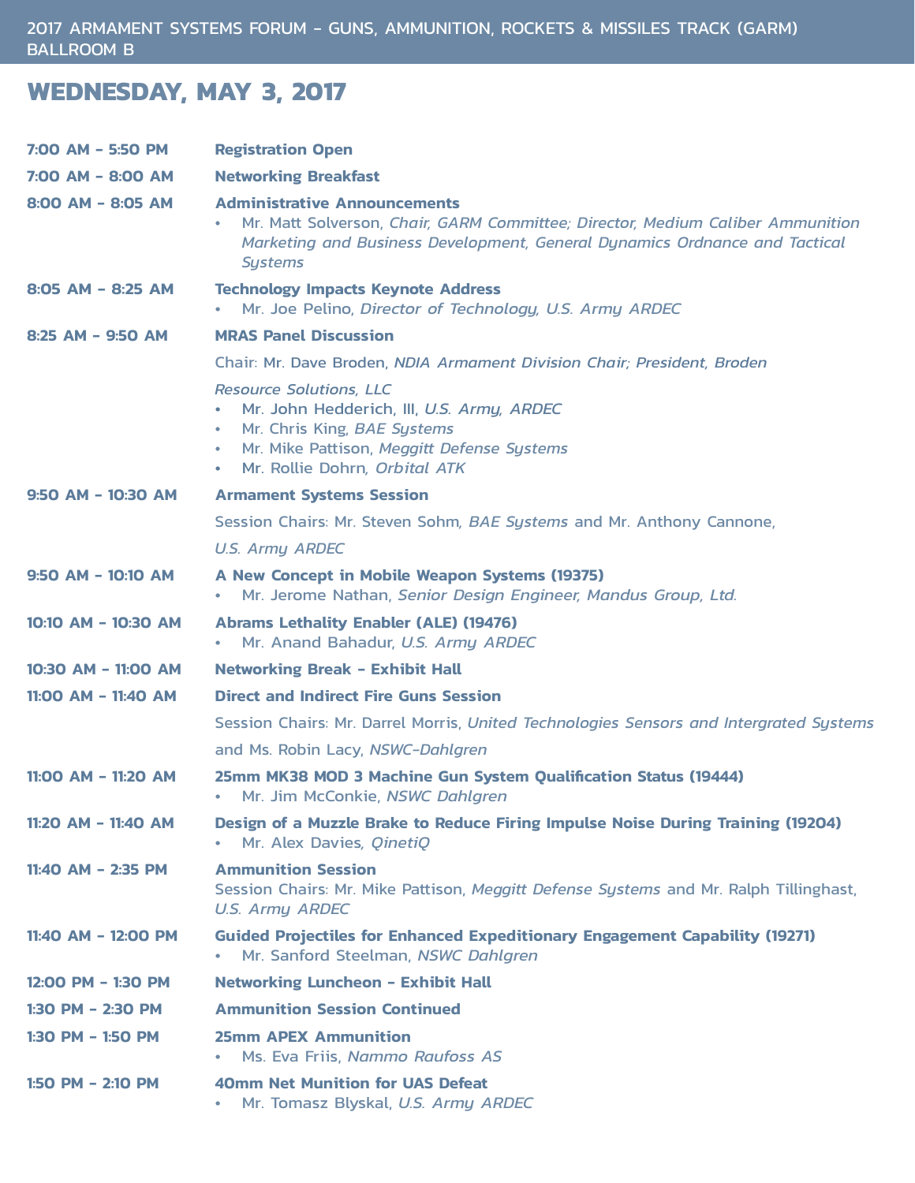2017 ARMAMENT SYSTEMS FORUM - GUNS, AMMUNITION, ROCKETS & MISSILES TRACK (GARM)
BALLROOM B

# WEDNESDAY, MAY 3, 2017

**7:00 AM - 5:50 PM** **Registration Open**

**7:00 AM - 8:00 AM** **Networking Breakfast**

**8:00 AM - 8:05 AM** **Administrative Announcements**

- Mr. Matt Solverson, *Chair, GARM Committee; Director, Medium Caliber Ammunition Marketing and Business Development, General Dynamics Ordnance and Tactical Systems*

**8:05 AM - 8:25 AM** **Technology Impacts Keynote Address**

- Mr. Joe Pelino, *Director of Technology, U.S. Army ARDEC*

**8:25 AM - 9:50 AM** **MRAS Panel Discussion**

Chair: Mr. Dave Broden, *NDIA Armament Division Chair; President, Broden Resource Solutions, LLC*

- Mr. John Hedderich, III, *U.S. Army, ARDEC*
- Mr. Chris King, *BAE Systems*
- Mr. Mike Pattison, *Meggitt Defense Systems*
- Mr. Rollie Dohrn, *Orbital ATK*

**9:50 AM - 10:30 AM** **Armament Systems Session**

Session Chairs: Mr. Steven Sohm, *BAE Systems* and Mr. Anthony Cannone, *U.S. Army ARDEC*

**9:50 AM - 10:10 AM** **A New Concept in Mobile Weapon Systems (19375)**

- Mr. Jerome Nathan, *Senior Design Engineer, Mandus Group, Ltd.*

**10:10 AM - 10:30 AM** **Abrams Lethality Enabler (ALE) (19476)**

- Mr. Anand Bahadur, *U.S. Army ARDEC*

**10:30 AM - 11:00 AM** **Networking Break - Exhibit Hall**

**11:00 AM - 11:40 AM** **Direct and Indirect Fire Guns Session**

Session Chairs: Mr. Darrel Morris, *United Technologies Sensors and Intergrated Systems* and Ms. Robin Lacy, *NSWC-Dahlgren*

**11:00 AM - 11:20 AM** **25mm MK38 MOD 3 Machine Gun System Qualification Status (19444)**

- Mr. Jim McConkie, *NSWC Dahlgren*

**11:20 AM - 11:40 AM** **Design of a Muzzle Brake to Reduce Firing Impulse Noise During Training (19204)**

- Mr. Alex Davies, *QinetiQ*

**11:40 AM - 2:35 PM** **Ammunition Session**

Session Chairs: Mr. Mike Pattison, *Meggitt Defense Systems* and Mr. Ralph Tillinghast, *U.S. Army ARDEC*

**11:40 AM - 12:00 PM** **Guided Projectiles for Enhanced Expeditionary Engagement Capability (19271)**

- Mr. Sanford Steelman, *NSWC Dahlgren*

**12:00 PM - 1:30 PM** **Networking Luncheon - Exhibit Hall**

**1:30 PM - 2:30 PM** **Ammunition Session Continued**

**1:30 PM - 1:50 PM** **25mm APEX Ammunition**

- Ms. Eva Friis, *Nammo Raufoss AS*

**1:50 PM - 2:10 PM** **40mm Net Munition for UAS Defeat**

- Mr. Tomasz Blyskal, *U.S. Army ARDEC*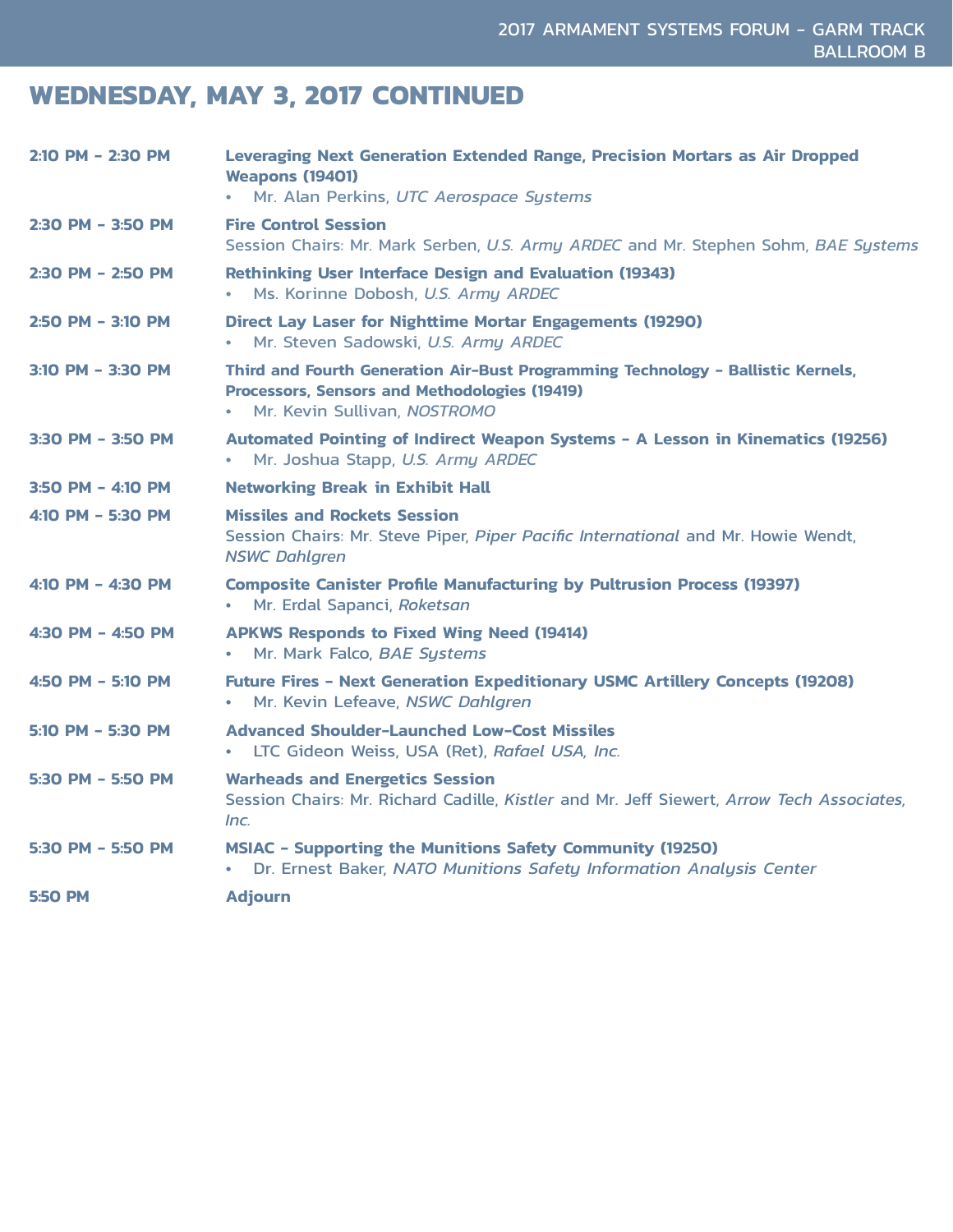## WEDNESDAY, MAY 3, 2017 CONTINUED

| | |
|---|---|
| **2:10 PM – 2:30 PM** | **Leveraging Next Generation Extended Range, Precision Mortars as Air Dropped Weapons (19401)**<br>• Mr. Alan Perkins, *UTC Aerospace Systems* |
| **2:30 PM – 3:50 PM** | **Fire Control Session**<br>Session Chairs: Mr. Mark Serben, *U.S. Army ARDEC* and Mr. Stephen Sohm, *BAE Systems* |
| **2:30 PM – 2:50 PM** | **Rethinking User Interface Design and Evaluation (19343)**<br>• Ms. Korinne Dobosh, *U.S. Army ARDEC* |
| **2:50 PM – 3:10 PM** | **Direct Lay Laser for Nighttime Mortar Engagements (19290)**<br>• Mr. Steven Sadowski, *U.S. Army ARDEC* |
| **3:10 PM – 3:30 PM** | **Third and Fourth Generation Air-Bust Programming Technology - Ballistic Kernels, Processors, Sensors and Methodologies (19419)**<br>• Mr. Kevin Sullivan, *NOSTROMO* |
| **3:30 PM – 3:50 PM** | **Automated Pointing of Indirect Weapon Systems - A Lesson in Kinematics (19256)**<br>• Mr. Joshua Stapp, *U.S. Army ARDEC* |
| **3:50 PM – 4:10 PM** | **Networking Break in Exhibit Hall** |
| **4:10 PM – 5:30 PM** | **Missiles and Rockets Session**<br>Session Chairs: Mr. Steve Piper, *Piper Pacific International* and Mr. Howie Wendt, *NSWC Dahlgren* |
| **4:10 PM – 4:30 PM** | **Composite Canister Profile Manufacturing by Pultrusion Process (19397)**<br>• Mr. Erdal Sapanci, *Roketsan* |
| **4:30 PM – 4:50 PM** | **APKWS Responds to Fixed Wing Need (19414)**<br>• Mr. Mark Falco, *BAE Systems* |
| **4:50 PM – 5:10 PM** | **Future Fires - Next Generation Expeditionary USMC Artillery Concepts (19208)**<br>• Mr. Kevin Lefeave, *NSWC Dahlgren* |
| **5:10 PM – 5:30 PM** | **Advanced Shoulder-Launched Low-Cost Missiles**<br>• LTC Gideon Weiss, USA (Ret), *Rafael USA, Inc.* |
| **5:30 PM – 5:50 PM** | **Warheads and Energetics Session**<br>Session Chairs: Mr. Richard Cadille, *Kistler* and Mr. Jeff Siewert, *Arrow Tech Associates, Inc.* |
| **5:30 PM – 5:50 PM** | **MSIAC - Supporting the Munitions Safety Community (19250)**<br>• Dr. Ernest Baker, *NATO Munitions Safety Information Analysis Center* |
| **5:50 PM** | **Adjourn** |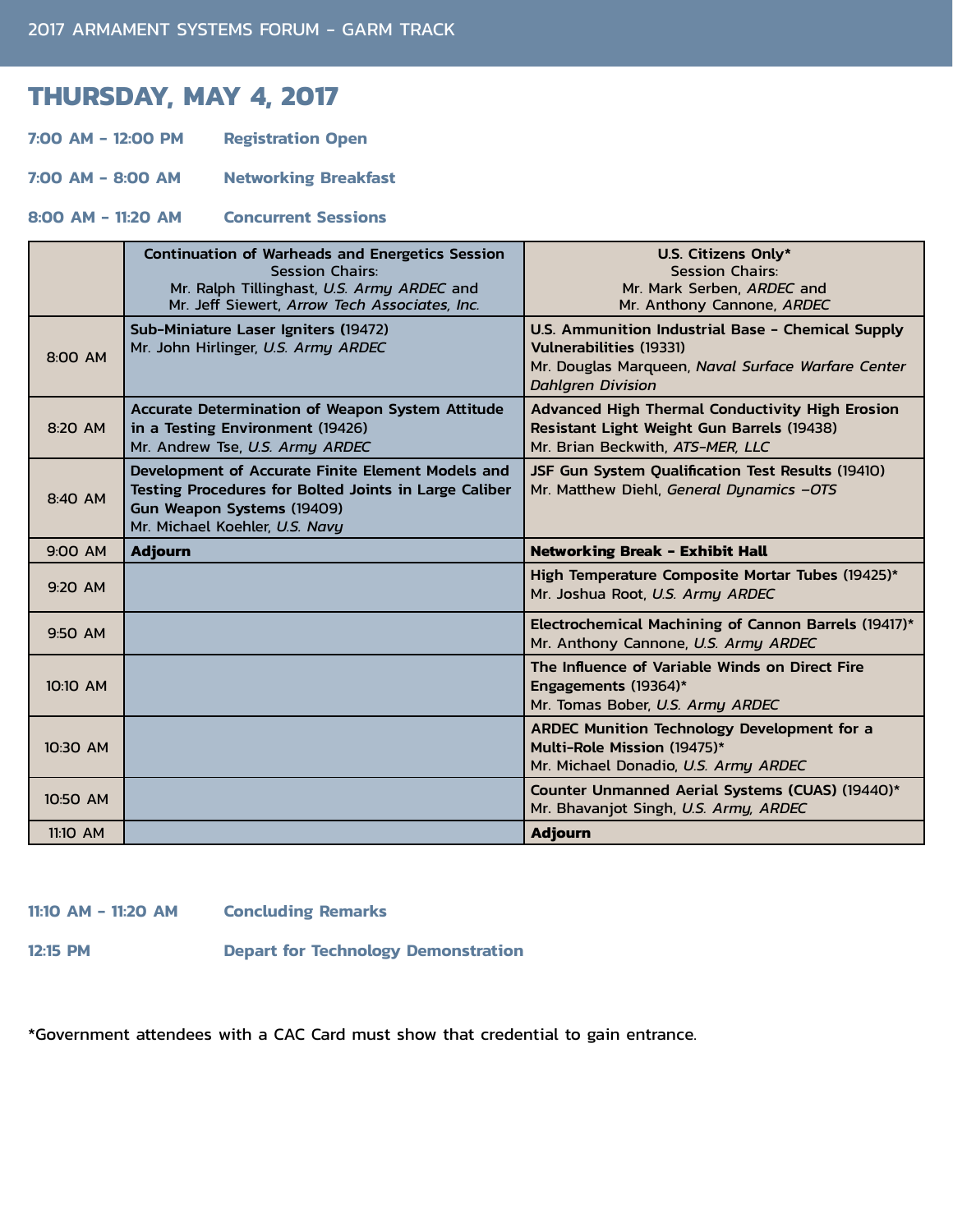# THURSDAY, MAY 4, 2017

**7:00 AM - 12:00 PM** **Registration Open**

**7:00 AM - 8:00 AM** **Networking Breakfast**

**8:00 AM - 11:20 AM** **Concurrent Sessions**

| | **Continuation of Warheads and Energetics Session**<br>Session Chairs:<br>Mr. Ralph Tillinghast, *U.S. Army ARDEC* and<br>Mr. Jeff Siewert, *Arrow Tech Associates, Inc.* | **U.S. Citizens Only***<br>Session Chairs:<br>Mr. Mark Serben, *ARDEC* and<br>Mr. Anthony Cannone, *ARDEC* |
|---|---|---|
| 8:00 AM | **Sub-Miniature Laser Igniters** (19472)<br>Mr. John Hirlinger, *U.S. Army ARDEC* | **U.S. Ammunition Industrial Base - Chemical Supply Vulnerabilities** (19331)<br>Mr. Douglas Marqueen, *Naval Surface Warfare Center Dahlgren Division* |
| 8:20 AM | **Accurate Determination of Weapon System Attitude in a Testing Environment** (19426)<br>Mr. Andrew Tse, *U.S. Army ARDEC* | **Advanced High Thermal Conductivity High Erosion Resistant Light Weight Gun Barrels** (19438)<br>Mr. Brian Beckwith, *ATS-MER, LLC* |
| 8:40 AM | **Development of Accurate Finite Element Models and Testing Procedures for Bolted Joints in Large Caliber Gun Weapon Systems** (19409)<br>Mr. Michael Koehler, *U.S. Navy* | **JSF Gun System Qualification Test Results** (19410)<br>Mr. Matthew Diehl, *General Dynamics –OTS* |
| 9:00 AM | **Adjourn** | **Networking Break - Exhibit Hall** |
| 9:20 AM | | **High Temperature Composite Mortar Tubes** (19425)*<br>Mr. Joshua Root, *U.S. Army ARDEC* |
| 9:50 AM | | **Electrochemical Machining of Cannon Barrels** (19417)*<br>Mr. Anthony Cannone, *U.S. Army ARDEC* |
| 10:10 AM | | **The Influence of Variable Winds on Direct Fire Engagements** (19364)*<br>Mr. Tomas Bober, *U.S. Army ARDEC* |
| 10:30 AM | | **ARDEC Munition Technology Development for a Multi-Role Mission** (19475)*<br>Mr. Michael Donadio, *U.S. Army ARDEC* |
| 10:50 AM | | **Counter Unmanned Aerial Systems (CUAS)** (19440)*<br>Mr. Bhavanjot Singh, *U.S. Army, ARDEC* |
| 11:10 AM | | **Adjourn** |

**11:10 AM - 11:20 AM** **Concluding Remarks**

**12:15 PM** **Depart for Technology Demonstration**

*Government attendees with a CAC Card must show that credential to gain entrance.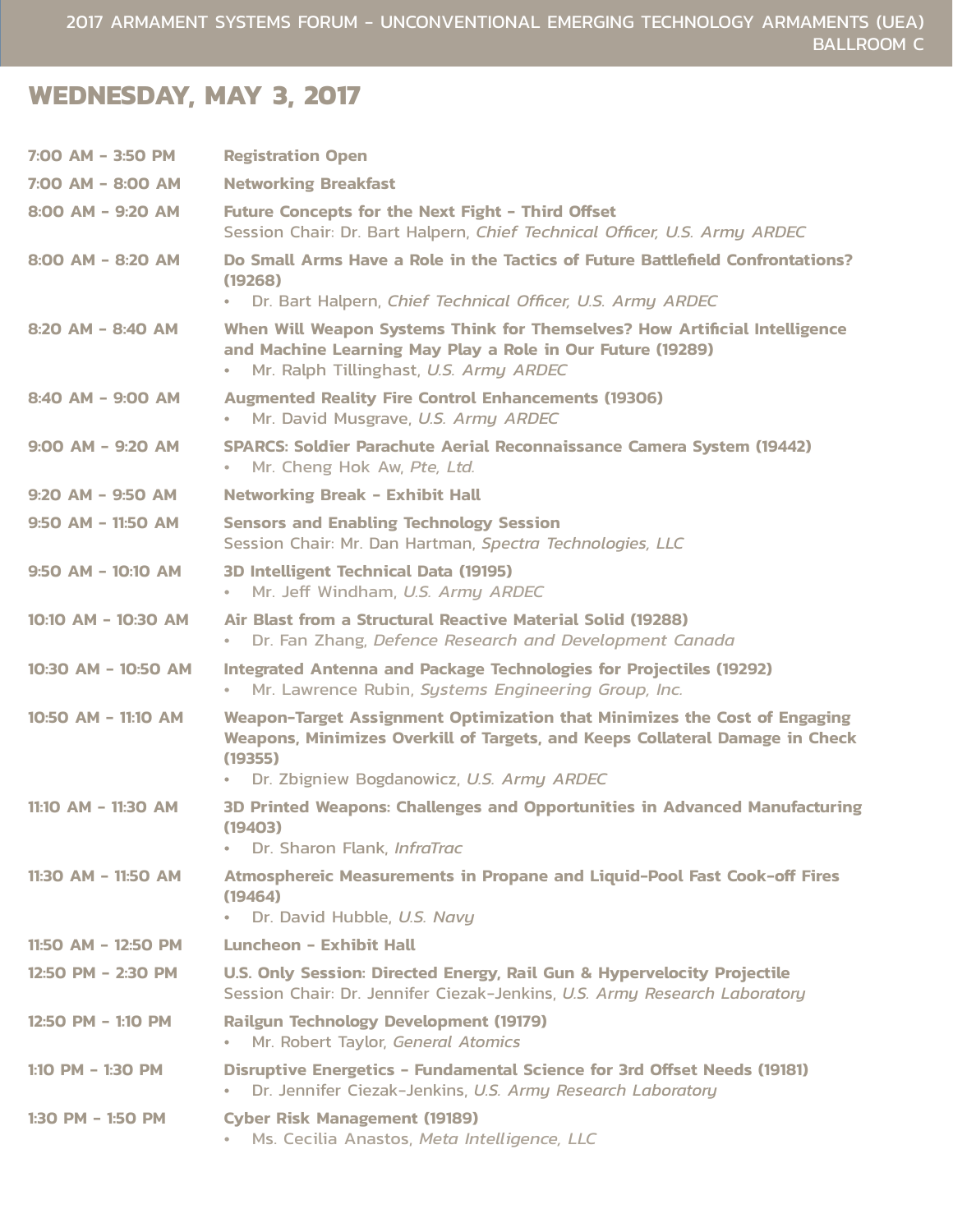2017 ARMAMENT SYSTEMS FORUM - UNCONVENTIONAL EMERGING TECHNOLOGY ARMAMENTS (UEA)
BALLROOM C

## WEDNESDAY, MAY 3, 2017

| | |
|---|---|
| 7:00 AM - 3:50 PM | **Registration Open** |
| 7:00 AM - 8:00 AM | **Networking Breakfast** |
| 8:00 AM - 9:20 AM | **Future Concepts for the Next Fight - Third Offset**<br>Session Chair: Dr. Bart Halpern, *Chief Technical Officer, U.S. Army ARDEC* |
| 8:00 AM - 8:20 AM | **Do Small Arms Have a Role in the Tactics of Future Battlefield Confrontations? (19268)**<br>• Dr. Bart Halpern, *Chief Technical Officer, U.S. Army ARDEC* |
| 8:20 AM - 8:40 AM | **When Will Weapon Systems Think for Themselves? How Artificial Intelligence and Machine Learning May Play a Role in Our Future (19289)**<br>• Mr. Ralph Tillinghast, *U.S. Army ARDEC* |
| 8:40 AM - 9:00 AM | **Augmented Reality Fire Control Enhancements (19306)**<br>• Mr. David Musgrave, *U.S. Army ARDEC* |
| 9:00 AM - 9:20 AM | **SPARCS: Soldier Parachute Aerial Reconnaissance Camera System (19442)**<br>• Mr. Cheng Hok Aw, *Pte, Ltd.* |
| 9:20 AM - 9:50 AM | **Networking Break - Exhibit Hall** |
| 9:50 AM - 11:50 AM | **Sensors and Enabling Technology Session**<br>Session Chair: Mr. Dan Hartman, *Spectra Technologies, LLC* |
| 9:50 AM - 10:10 AM | **3D Intelligent Technical Data (19195)**<br>• Mr. Jeff Windham, *U.S. Army ARDEC* |
| 10:10 AM - 10:30 AM | **Air Blast from a Structural Reactive Material Solid (19288)**<br>• Dr. Fan Zhang, *Defence Research and Development Canada* |
| 10:30 AM - 10:50 AM | **Integrated Antenna and Package Technologies for Projectiles (19292)**<br>• Mr. Lawrence Rubin, *Systems Engineering Group, Inc.* |
| 10:50 AM - 11:10 AM | **Weapon-Target Assignment Optimization that Minimizes the Cost of Engaging Weapons, Minimizes Overkill of Targets, and Keeps Collateral Damage in Check (19355)**<br>• Dr. Zbigniew Bogdanowicz, *U.S. Army ARDEC* |
| 11:10 AM - 11:30 AM | **3D Printed Weapons: Challenges and Opportunities in Advanced Manufacturing (19403)**<br>• Dr. Sharon Flank, *InfraTrac* |
| 11:30 AM - 11:50 AM | **Atmosphereic Measurements in Propane and Liquid-Pool Fast Cook-off Fires (19464)**<br>• Dr. David Hubble, *U.S. Navy* |
| 11:50 AM - 12:50 PM | **Luncheon - Exhibit Hall** |
| 12:50 PM - 2:30 PM | **U.S. Only Session: Directed Energy, Rail Gun & Hypervelocity Projectile**<br>Session Chair: Dr. Jennifer Ciezak-Jenkins, *U.S. Army Research Laboratory* |
| 12:50 PM - 1:10 PM | **Railgun Technology Development (19179)**<br>• Mr. Robert Taylor, *General Atomics* |
| 1:10 PM - 1:30 PM | **Disruptive Energetics - Fundamental Science for 3rd Offset Needs (19181)**<br>• Dr. Jennifer Ciezak-Jenkins, *U.S. Army Research Laboratory* |
| 1:30 PM - 1:50 PM | **Cyber Risk Management (19189)**<br>• Ms. Cecilia Anastos, *Meta Intelligence, LLC* |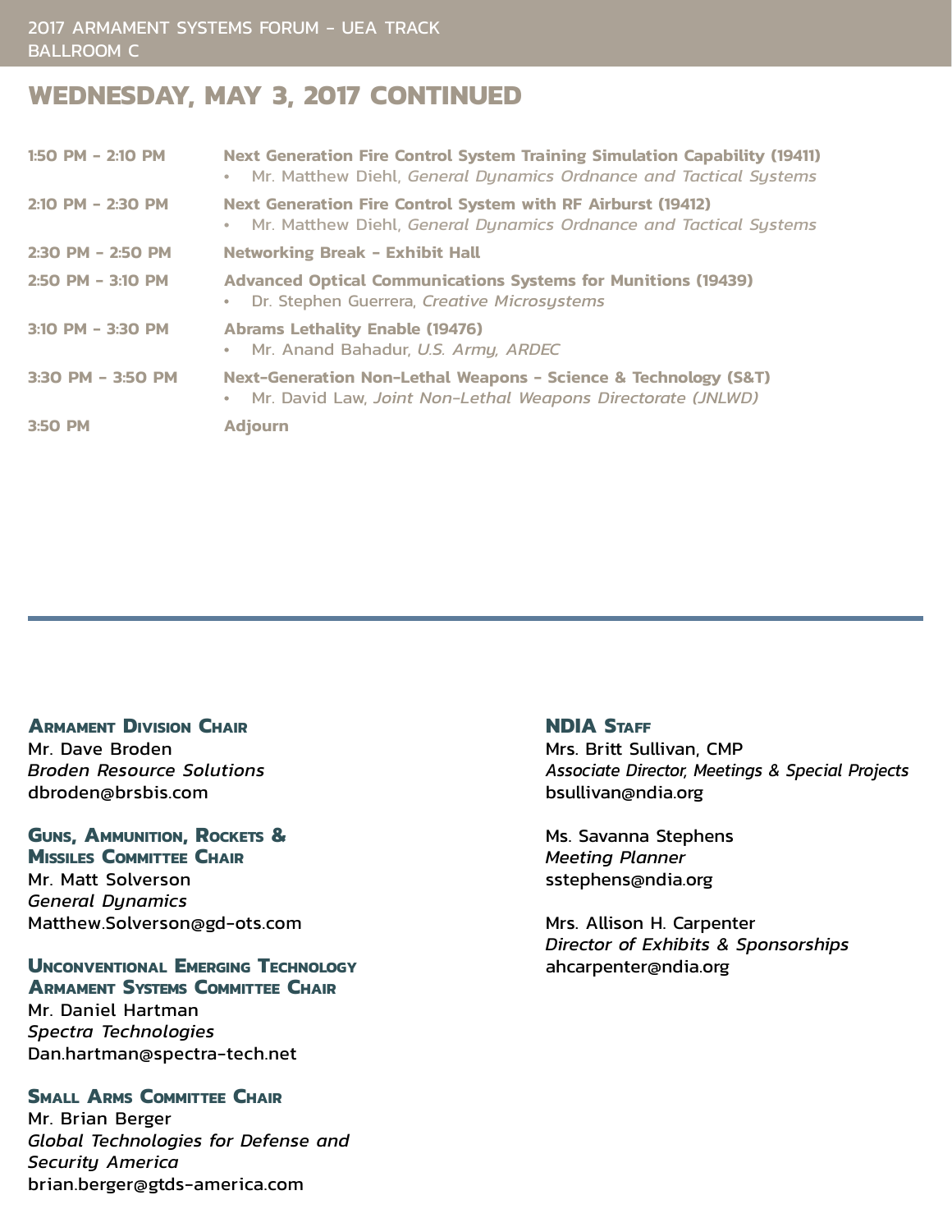## WEDNESDAY, MAY 3, 2017 CONTINUED

| | |
|---|---|
| 1:50 PM – 2:10 PM | **Next Generation Fire Control System Training Simulation Capability (19411)**<br>• Mr. Matthew Diehl, *General Dynamics Ordnance and Tactical Systems* |
| 2:10 PM – 2:30 PM | **Next Generation Fire Control System with RF Airburst (19412)**<br>• Mr. Matthew Diehl, *General Dynamics Ordnance and Tactical Systems* |
| 2:30 PM – 2:50 PM | **Networking Break – Exhibit Hall** |
| 2:50 PM – 3:10 PM | **Advanced Optical Communications Systems for Munitions (19439)**<br>• Dr. Stephen Guerrera, *Creative Microsystems* |
| 3:10 PM – 3:30 PM | **Abrams Lethality Enable (19476)**<br>• Mr. Anand Bahadur, *U.S. Army, ARDEC* |
| 3:30 PM – 3:50 PM | **Next-Generation Non-Lethal Weapons – Science & Technology (S&T)**<br>• Mr. David Law, *Joint Non-Lethal Weapons Directorate (JNLWD)* |
| 3:50 PM | **Adjourn** |

---

**Armament Division Chair**
Mr. Dave Broden
*Broden Resource Solutions*
dbroden@brsbis.com

**Guns, Ammunition, Rockets & Missiles Committee Chair**
Mr. Matt Solverson
*General Dynamics*
Matthew.Solverson@gd-ots.com

**Unconventional Emerging Technology Armament Systems Committee Chair**
Mr. Daniel Hartman
*Spectra Technologies*
Dan.hartman@spectra-tech.net

**Small Arms Committee Chair**
Mr. Brian Berger
*Global Technologies for Defense and Security America*
brian.berger@gtds-america.com

**NDIA Staff**
Mrs. Britt Sullivan, CMP
*Associate Director, Meetings & Special Projects*
bsullivan@ndia.org

Ms. Savanna Stephens
*Meeting Planner*
sstephens@ndia.org

Mrs. Allison H. Carpenter
*Director of Exhibits & Sponsorships*
ahcarpenter@ndia.org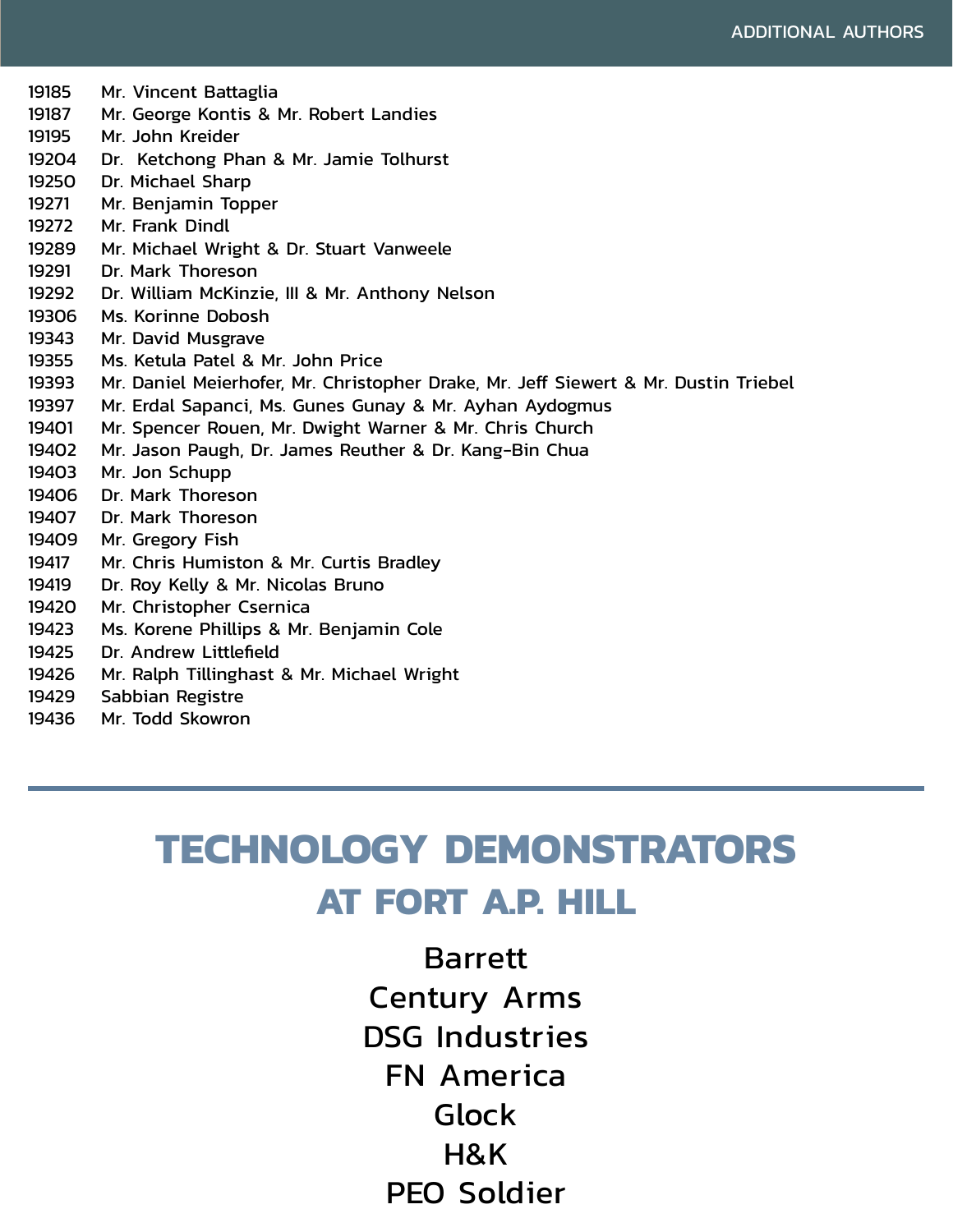## ADDITIONAL AUTHORS

| | |
|---|---|
| 19185 | Mr. Vincent Battaglia |
| 19187 | Mr. George Kontis & Mr. Robert Landies |
| 19195 | Mr. John Kreider |
| 19204 | Dr. Ketchong Phan & Mr. Jamie Tolhurst |
| 19250 | Dr. Michael Sharp |
| 19271 | Mr. Benjamin Topper |
| 19272 | Mr. Frank Dindl |
| 19289 | Mr. Michael Wright & Dr. Stuart Vanweele |
| 19291 | Dr. Mark Thoreson |
| 19292 | Dr. William McKinzie, III & Mr. Anthony Nelson |
| 19306 | Ms. Korinne Dobosh |
| 19343 | Mr. David Musgrave |
| 19355 | Ms. Ketula Patel & Mr. John Price |
| 19393 | Mr. Daniel Meierhofer, Mr. Christopher Drake, Mr. Jeff Siewert & Mr. Dustin Triebel |
| 19397 | Mr. Erdal Sapanci, Ms. Gunes Gunay & Mr. Ayhan Aydogmus |
| 19401 | Mr. Spencer Rouen, Mr. Dwight Warner & Mr. Chris Church |
| 19402 | Mr. Jason Paugh, Dr. James Reuther & Dr. Kang-Bin Chua |
| 19403 | Mr. Jon Schupp |
| 19406 | Dr. Mark Thoreson |
| 19407 | Dr. Mark Thoreson |
| 19409 | Mr. Gregory Fish |
| 19417 | Mr. Chris Humiston & Mr. Curtis Bradley |
| 19419 | Dr. Roy Kelly & Mr. Nicolas Bruno |
| 19420 | Mr. Christopher Csernica |
| 19423 | Ms. Korene Phillips & Mr. Benjamin Cole |
| 19425 | Dr. Andrew Littlefield |
| 19426 | Mr. Ralph Tillinghast & Mr. Michael Wright |
| 19429 | Sabbian Registre |
| 19436 | Mr. Todd Skowron |

# TECHNOLOGY DEMONSTRATORS
## AT FORT A.P. HILL

Barrett

Century Arms

DSG Industries

FN America

Glock

H&K

PEO Soldier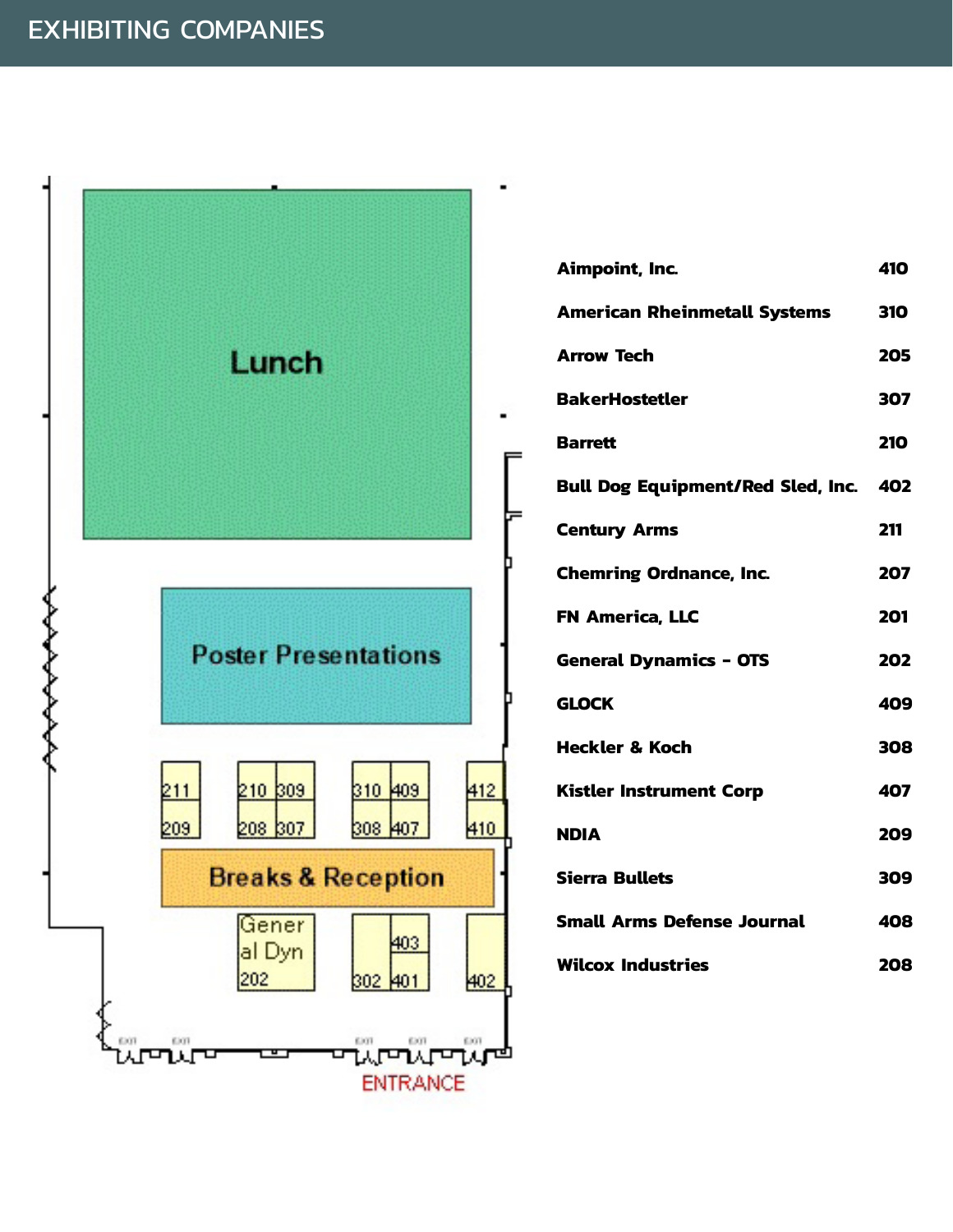# EXHIBITING COMPANIES

Lunch

Poster Presentations

211 | 210 | 309 | 310 | 409 | 412

209 | 208 | 307 | 308 | 407 | 410

Breaks & Reception

General Dyn 202 | 403 | 302 | 401 | 402

ENTRANCE

| Company | Booth |
|---|---|
| **Aimpoint, Inc.** | **410** |
| **American Rheinmetall Systems** | **310** |
| **Arrow Tech** | **205** |
| **BakerHostetler** | **307** |
| **Barrett** | **210** |
| **Bull Dog Equipment/Red Sled, Inc.** | **402** |
| **Century Arms** | **211** |
| **Chemring Ordnance, Inc.** | **207** |
| **FN America, LLC** | **201** |
| **General Dynamics - OTS** | **202** |
| **GLOCK** | **409** |
| **Heckler & Koch** | **308** |
| **Kistler Instrument Corp** | **407** |
| **NDIA** | **209** |
| **Sierra Bullets** | **309** |
| **Small Arms Defense Journal** | **408** |
| **Wilcox Industries** | **208** |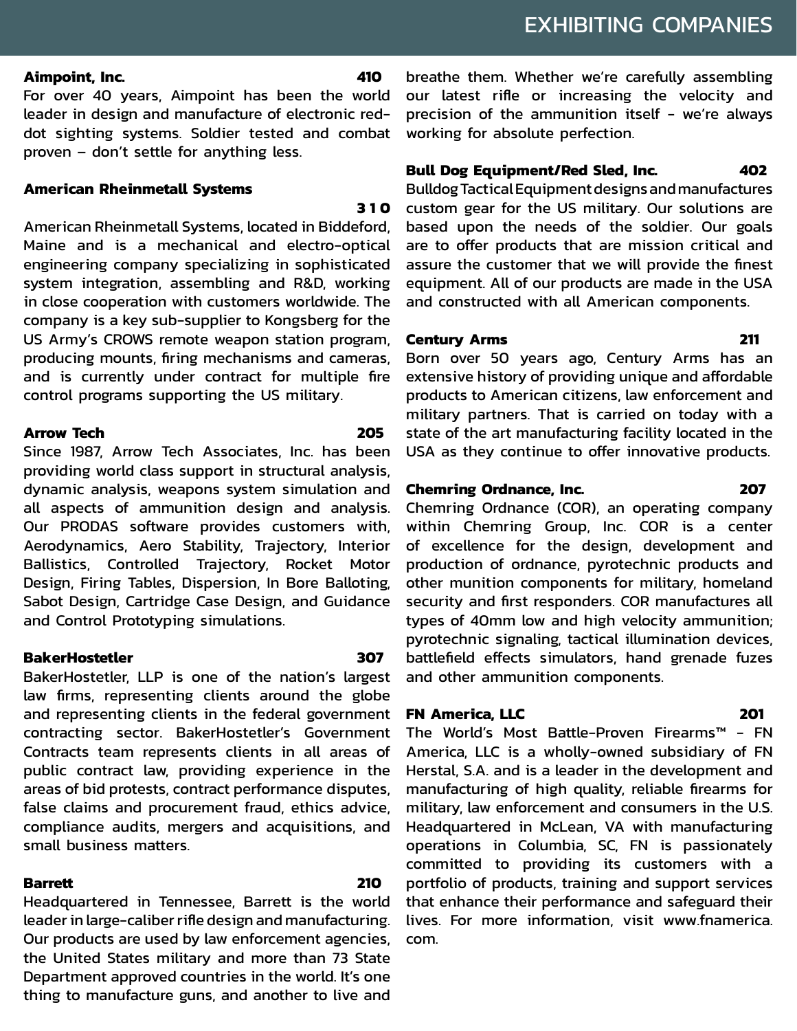# EXHIBITING COMPANIES

**Aimpoint, Inc.** **410**
For over 40 years, Aimpoint has been the world leader in design and manufacture of electronic red-dot sighting systems. Soldier tested and combat proven – don't settle for anything less.

**American Rheinmetall Systems** **310**
American Rheinmetall Systems, located in Biddeford, Maine and is a mechanical and electro-optical engineering company specializing in sophisticated system integration, assembling and R&D, working in close cooperation with customers worldwide. The company is a key sub-supplier to Kongsberg for the US Army's CROWS remote weapon station program, producing mounts, firing mechanisms and cameras, and is currently under contract for multiple fire control programs supporting the US military.

**Arrow Tech** **205**
Since 1987, Arrow Tech Associates, Inc. has been providing world class support in structural analysis, dynamic analysis, weapons system simulation and all aspects of ammunition design and analysis. Our PRODAS software provides customers with, Aerodynamics, Aero Stability, Trajectory, Interior Ballistics, Controlled Trajectory, Rocket Motor Design, Firing Tables, Dispersion, In Bore Balloting, Sabot Design, Cartridge Case Design, and Guidance and Control Prototyping simulations.

**BakerHostetler** **307**
BakerHostetler, LLP is one of the nation's largest law firms, representing clients around the globe and representing clients in the federal government contracting sector. BakerHostetler's Government Contracts team represents clients in all areas of public contract law, providing experience in the areas of bid protests, contract performance disputes, false claims and procurement fraud, ethics advice, compliance audits, mergers and acquisitions, and small business matters.

**Barrett** **210**
Headquartered in Tennessee, Barrett is the world leader in large-caliber rifle design and manufacturing. Our products are used by law enforcement agencies, the United States military and more than 73 State Department approved countries in the world. It's one thing to manufacture guns, and another to live and breathe them. Whether we're carefully assembling our latest rifle or increasing the velocity and precision of the ammunition itself - we're always working for absolute perfection.

**Bull Dog Equipment/Red Sled, Inc.** **402**
Bulldog Tactical Equipment designs and manufactures custom gear for the US military. Our solutions are based upon the needs of the soldier. Our goals are to offer products that are mission critical and assure the customer that we will provide the finest equipment. All of our products are made in the USA and constructed with all American components.

**Century Arms** **211**
Born over 50 years ago, Century Arms has an extensive history of providing unique and affordable products to American citizens, law enforcement and military partners. That is carried on today with a state of the art manufacturing facility located in the USA as they continue to offer innovative products.

**Chemring Ordnance, Inc.** **207**
Chemring Ordnance (COR), an operating company within Chemring Group, Inc. COR is a center of excellence for the design, development and production of ordnance, pyrotechnic products and other munition components for military, homeland security and first responders. COR manufactures all types of 40mm low and high velocity ammunition; pyrotechnic signaling, tactical illumination devices, battlefield effects simulators, hand grenade fuzes and other ammunition components.

**FN America, LLC** **201**
The World's Most Battle-Proven Firearms™ - FN America, LLC is a wholly-owned subsidiary of FN Herstal, S.A. and is a leader in the development and manufacturing of high quality, reliable firearms for military, law enforcement and consumers in the U.S. Headquartered in McLean, VA with manufacturing operations in Columbia, SC, FN is passionately committed to providing its customers with a portfolio of products, training and support services that enhance their performance and safeguard their lives. For more information, visit www.fnamerica.com.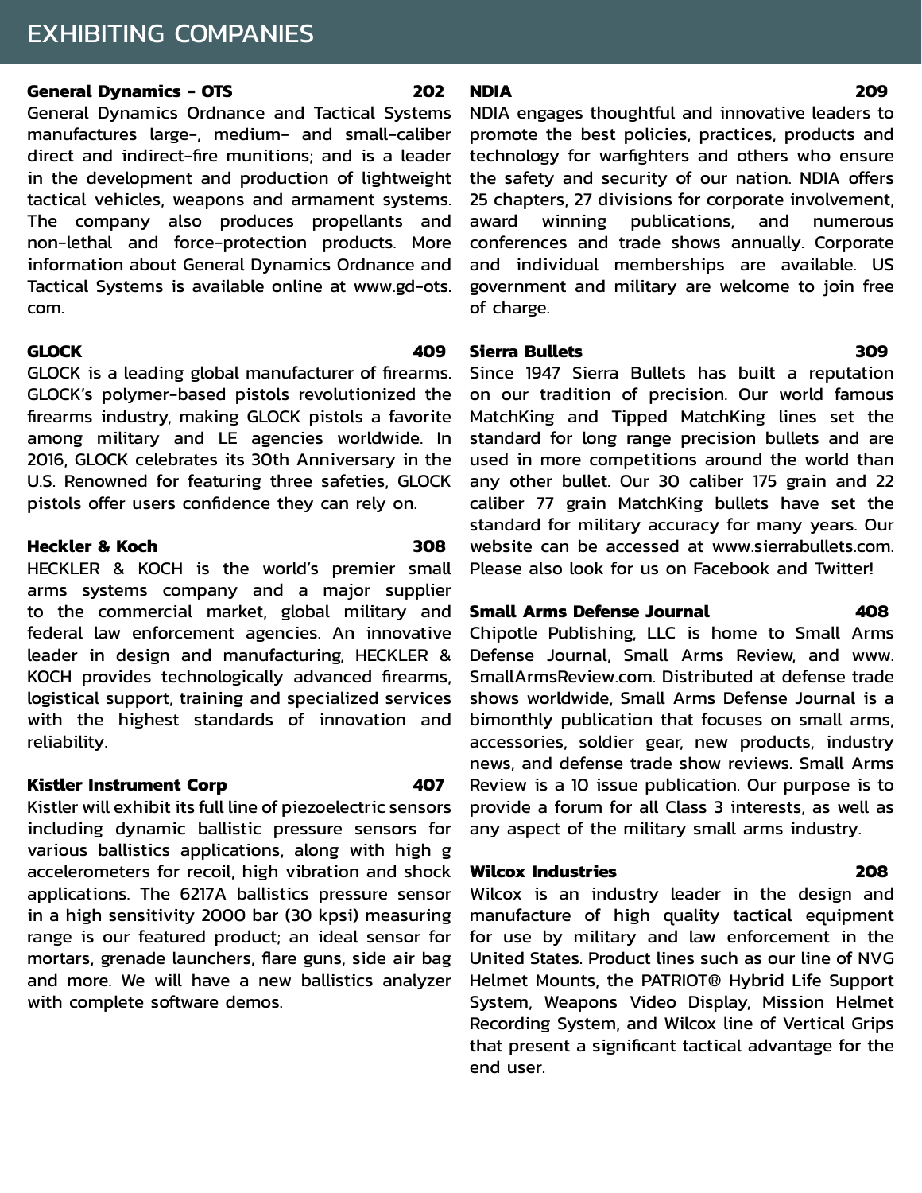# EXHIBITING COMPANIES

**General Dynamics - OTS** **202**

General Dynamics Ordnance and Tactical Systems manufactures large-, medium- and small-caliber direct and indirect-fire munitions; and is a leader in the development and production of lightweight tactical vehicles, weapons and armament systems. The company also produces propellants and non-lethal and force-protection products. More information about General Dynamics Ordnance and Tactical Systems is available online at www.gd-ots.com.

**GLOCK** **409**

GLOCK is a leading global manufacturer of firearms. GLOCK's polymer-based pistols revolutionized the firearms industry, making GLOCK pistols a favorite among military and LE agencies worldwide. In 2016, GLOCK celebrates its 30th Anniversary in the U.S. Renowned for featuring three safeties, GLOCK pistols offer users confidence they can rely on.

**Heckler & Koch** **308**

HECKLER & KOCH is the world's premier small arms systems company and a major supplier to the commercial market, global military and federal law enforcement agencies. An innovative leader in design and manufacturing, HECKLER & KOCH provides technologically advanced firearms, logistical support, training and specialized services with the highest standards of innovation and reliability.

**Kistler Instrument Corp** **407**

Kistler will exhibit its full line of piezoelectric sensors including dynamic ballistic pressure sensors for various ballistics applications, along with high g accelerometers for recoil, high vibration and shock applications. The 6217A ballistics pressure sensor in a high sensitivity 2000 bar (30 kpsi) measuring range is our featured product; an ideal sensor for mortars, grenade launchers, flare guns, side air bag and more. We will have a new ballistics analyzer with complete software demos.

**NDIA** **209**

NDIA engages thoughtful and innovative leaders to promote the best policies, practices, products and technology for warfighters and others who ensure the safety and security of our nation. NDIA offers 25 chapters, 27 divisions for corporate involvement, award winning publications, and numerous conferences and trade shows annually. Corporate and individual memberships are available. US government and military are welcome to join free of charge.

**Sierra Bullets** **309**

Since 1947 Sierra Bullets has built a reputation on our tradition of precision. Our world famous MatchKing and Tipped MatchKing lines set the standard for long range precision bullets and are used in more competitions around the world than any other bullet. Our 30 caliber 175 grain and 22 caliber 77 grain MatchKing bullets have set the standard for military accuracy for many years. Our website can be accessed at www.sierrabullets.com. Please also look for us on Facebook and Twitter!

**Small Arms Defense Journal** **408**

Chipotle Publishing, LLC is home to Small Arms Defense Journal, Small Arms Review, and www.SmallArmsReview.com. Distributed at defense trade shows worldwide, Small Arms Defense Journal is a bimonthly publication that focuses on small arms, accessories, soldier gear, new products, industry news, and defense trade show reviews. Small Arms Review is a 10 issue publication. Our purpose is to provide a forum for all Class 3 interests, as well as any aspect of the military small arms industry.

**Wilcox Industries** **208**

Wilcox is an industry leader in the design and manufacture of high quality tactical equipment for use by military and law enforcement in the United States. Product lines such as our line of NVG Helmet Mounts, the PATRIOT® Hybrid Life Support System, Weapons Video Display, Mission Helmet Recording System, and Wilcox line of Vertical Grips that present a significant tactical advantage for the end user.